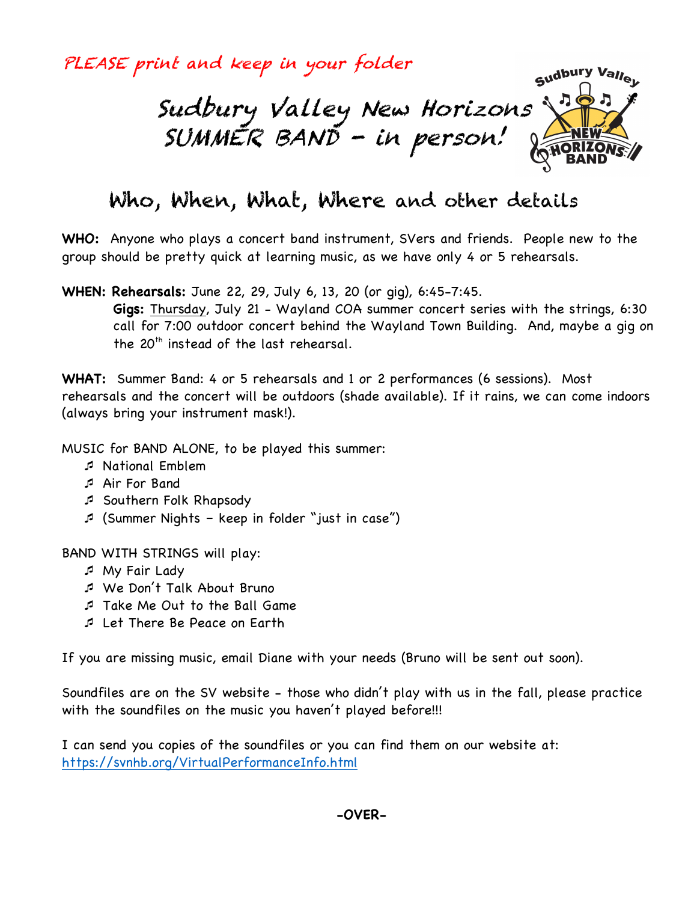*PLEASE print and keep in your folder*

# Sudbury Valley New Horizons SUMMER BAND – in person!

## Who, When, What, Where and other details

**WHO:** Anyone who plays a concert band instrument, SVers and friends. People new to the group should be pretty quick at learning music, as we have only 4 or 5 rehearsals.

**WHEN: Rehearsals:** June 22, 29, July 6, 13, 20 (or gig), 6:45-7:45.

**Gigs:** Thursday, July 21 - Wayland COA summer concert series with the strings, 6:30 call for 7:00 outdoor concert behind the Wayland Town Building. And, maybe a gig on the 20th instead of the last rehearsal.

**WHAT:** Summer Band: 4 or 5 rehearsals and 1 or 2 performances (6 sessions). Most rehearsals and the concert will be outdoors (shade available). If it rains, we can come indoors (always bring your instrument mask!).

MUSIC for BAND ALONE, to be played this summer:

- National Emblem
- Air For Band
- Southern Folk Rhapsody
- (Summer Nights – keep in folder "just in case")

BAND WITH STRINGS will play:

- My Fair Lady
- We Don't Talk About Bruno
- Take Me Out to the Ball Game
- Let There Be Peace on Earth

If you are missing music, email Diane with your needs (Bruno will be sent out soon).

Soundfiles are on the SV website - those who didn't play with us in the fall, please practice with the soundfiles on the music you haven't played before!!!

I can send you copies of the soundfiles or you can find them on our website at: https://svnhb.org/VirtualPerformanceInfo.html

**-OVER-**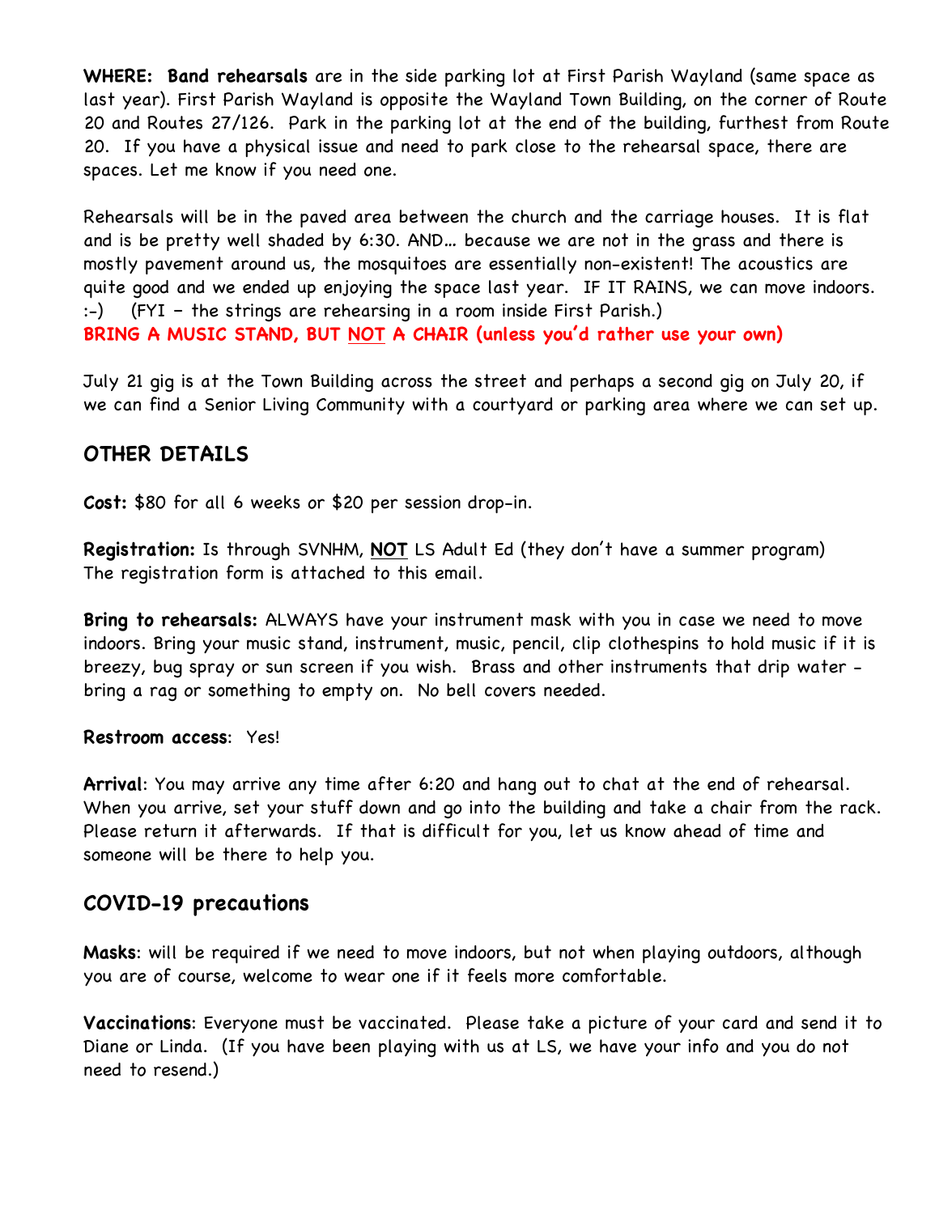**WHERE: Band rehearsals** are in the side parking lot at First Parish Wayland (same space as last year). First Parish Wayland is opposite the Wayland Town Building, on the corner of Route 20 and Routes 27/126. Park in the parking lot at the end of the building, furthest from Route 20. If you have a physical issue and need to park close to the rehearsal space, there are spaces. Let me know if you need one.

Rehearsals will be in the paved area between the church and the carriage houses. It is flat and is be pretty well shaded by 6:30. AND… because we are not in the grass and there is mostly pavement around us, the mosquitoes are essentially non-existent! The acoustics are quite good and we ended up enjoying the space last year. IF IT RAINS, we can move indoors. :-) (FYI – the strings are rehearsing in a room inside First Parish.)

**BRING A MUSIC STAND, BUT NOT A CHAIR (unless you'd rather use your own)**

July 21 gig is at the Town Building across the street and perhaps a second gig on July 20, if we can find a Senior Living Community with a courtyard or parking area where we can set up.

## OTHER DETAILS

**Cost:** $80 for all 6 weeks or $20 per session drop-in.

**Registration:** Is through SVNHM, **NOT** LS Adult Ed (they don't have a summer program) The registration form is attached to this email.

**Bring to rehearsals:** ALWAYS have your instrument mask with you in case we need to move indoors. Bring your music stand, instrument, music, pencil, clip clothespins to hold music if it is breezy, bug spray or sun screen if you wish. Brass and other instruments that drip water - bring a rag or something to empty on. No bell covers needed.

**Restroom access**: Yes!

**Arrival**: You may arrive any time after 6:20 and hang out to chat at the end of rehearsal. When you arrive, set your stuff down and go into the building and take a chair from the rack. Please return it afterwards. If that is difficult for you, let us know ahead of time and someone will be there to help you.

## COVID-19 precautions

**Masks**: will be required if we need to move indoors, but not when playing outdoors, although you are of course, welcome to wear one if it feels more comfortable.

**Vaccinations**: Everyone must be vaccinated. Please take a picture of your card and send it to Diane or Linda. (If you have been playing with us at LS, we have your info and you do not need to resend.)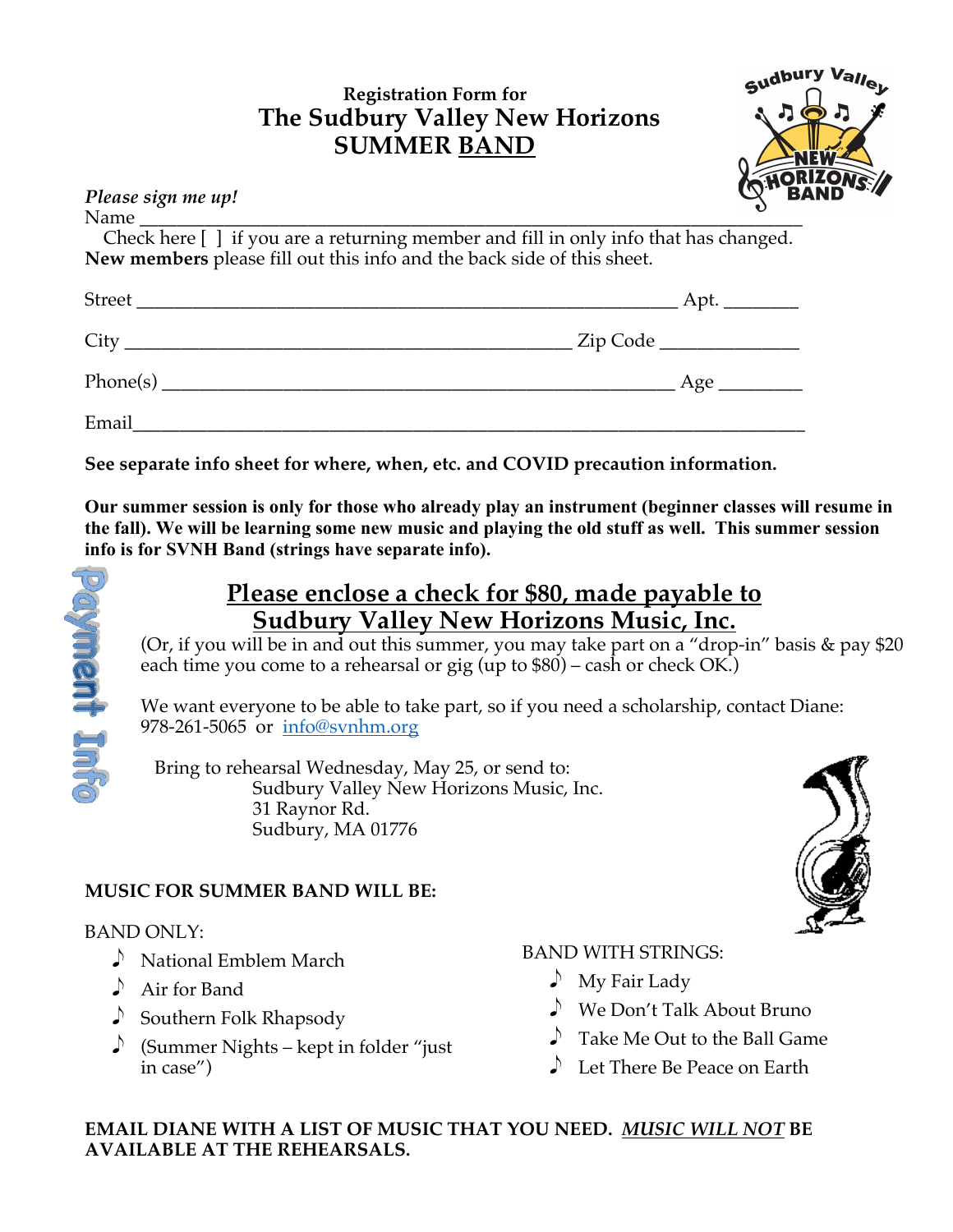Registration Form for

# The Sudbury Valley New Horizons SUMMER BAND

*Please sign me up!*

Name ___________________________________________________________________

Check here [ ] if you are a returning member and fill in only info that has changed.

**New members** please fill out this info and the back side of this sheet.

Street ______________________________________________________ Apt. ________

City _____________________________________________ Zip Code ______________

Phone(s) ____________________________________________________ Age _________

Email______________________________________________________________________

**See separate info sheet for where, when, etc. and COVID precaution information.**

**Our summer session is only for those who already play an instrument (beginner classes will resume in the fall). We will be learning some new music and playing the old stuff as well. This summer session info is for SVNH Band (strings have separate info).**

Payment Info

## Please enclose a check for $80, made payable to Sudbury Valley New Horizons Music, Inc.

(Or, if you will be in and out this summer, you may take part on a "drop-in" basis & pay $20 each time you come to a rehearsal or gig (up to $80) – cash or check OK.)

We want everyone to be able to take part, so if you need a scholarship, contact Diane: 978-261-5065 or info@svnhm.org

Bring to rehearsal Wednesday, May 25, or send to:
Sudbury Valley New Horizons Music, Inc.
31 Raynor Rd.
Sudbury, MA 01776

**MUSIC FOR SUMMER BAND WILL BE:**

BAND ONLY:

- National Emblem March
- Air for Band
- Southern Folk Rhapsody
- (Summer Nights – kept in folder "just in case")

BAND WITH STRINGS:

- My Fair Lady
- We Don't Talk About Bruno
- Take Me Out to the Ball Game
- Let There Be Peace on Earth

**EMAIL DIANE WITH A LIST OF MUSIC THAT YOU NEED. *MUSIC WILL NOT* BE AVAILABLE AT THE REHEARSALS.**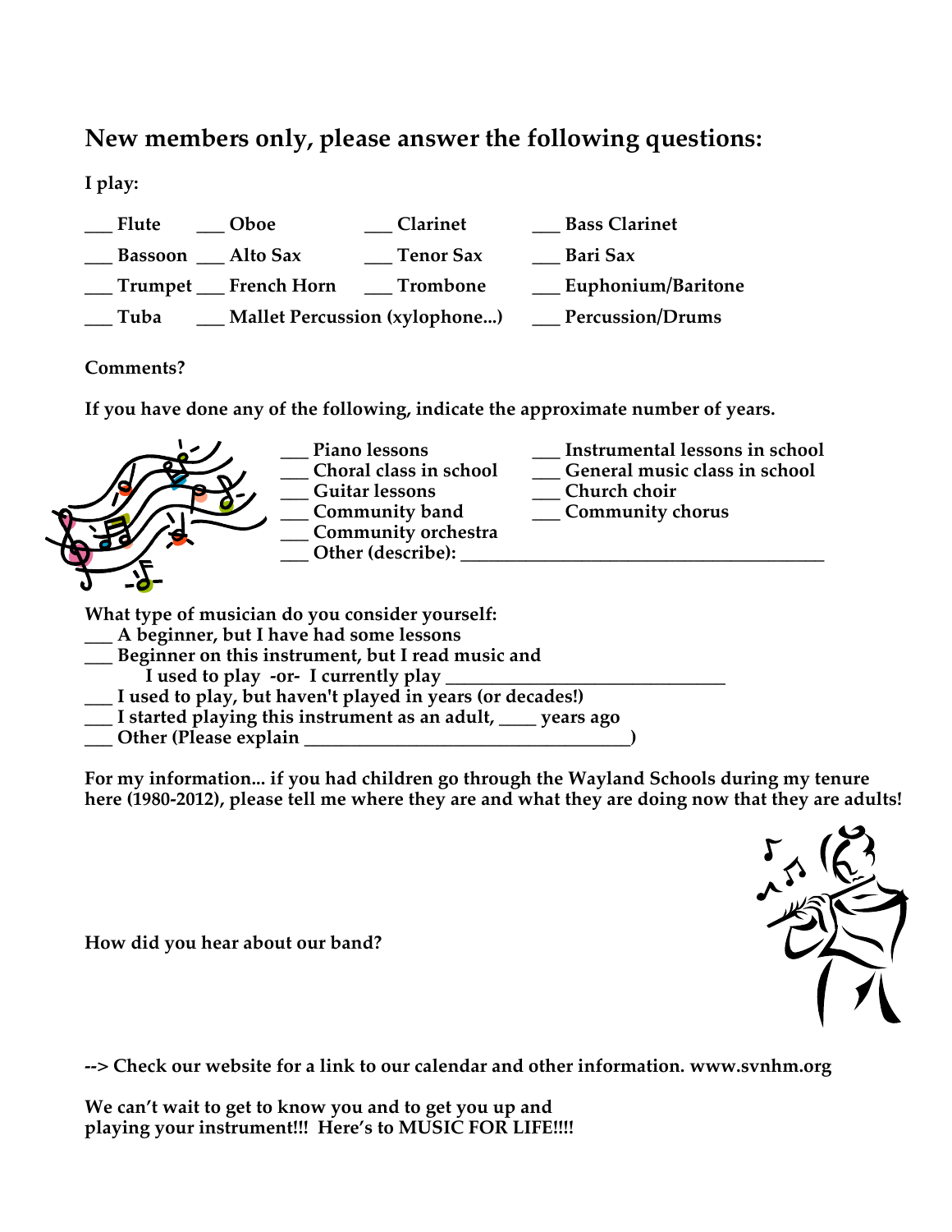## New members only, please answer the following questions:

**I play:**

| | | | |
|---|---|---|---|
| ___ Flute | ___ Oboe | ___ Clarinet | ___ Bass Clarinet |
| ___ Bassoon | ___ Alto Sax | ___ Tenor Sax | ___ Bari Sax |
| ___ Trumpet | ___ French Horn | ___ Trombone | ___ Euphonium/Baritone |
| ___ Tuba | ___ Mallet Percussion (xylophone...) | | ___ Percussion/Drums |

**Comments?**

**If you have done any of the following, indicate the approximate number of years.**

| | |
|---|---|
| ___ Piano lessons | ___ Instrumental lessons in school |
| ___ Choral class in school | ___ General music class in school |
| ___ Guitar lessons | ___ Church choir |
| ___ Community band | ___ Community chorus |
| ___ Community orchestra | |

___ **Other (describe):** ________________________________________

**What type of musician do you consider yourself:**

___ **A beginner, but I have had some lessons**
___ **Beginner on this instrument, but I read music and**
**I used to play -or- I currently play** ______________________________
___ **I used to play, but haven't played in years (or decades!)**
___ **I started playing this instrument as an adult, ____ years ago**
___ **Other (Please explain** ___________________________________**)**

**For my information... if you had children go through the Wayland Schools during my tenure here (1980-2012), please tell me where they are and what they are doing now that they are adults!**

**How did you hear about our band?**

**--> Check our website for a link to our calendar and other information. www.svnhm.org**

**We can't wait to get to know you and to get you up and playing your instrument!!! Here's to MUSIC FOR LIFE!!!!**